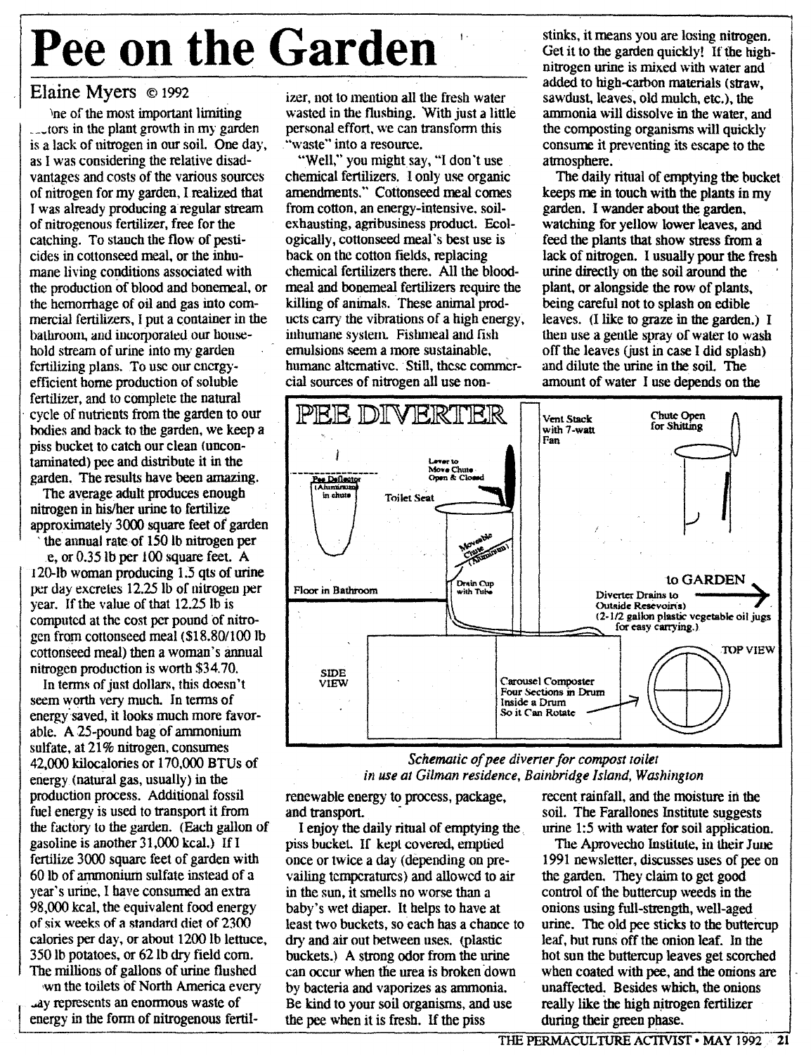# Pee on the Garden

Elaine Myers © 1992

One of the most important limiting factors in the plant growth in my garden is a lack of nitrogen in our soil. One day, as I was considering the relative disadvantages and costs of the various sources of nitrogen for my garden, I realized that I was already producing a regular stream of nitrogenous fertilizer, free for the catching. To staunch the flow of pesticides in cottonseed meal, or the inhumane living conditions associated with the production of blood and bonemeal, or the hemorrhage of oil and gas into commercial fertilizers, I put a container in the bathroom, and incorporated our household stream of urine into my garden fertilizing plans. To use our energy-efficient home production of soluble fertilizer, and to complete the natural cycle of nutrients from the garden to our bodies and back to the garden, we keep a piss bucket to catch our clean (uncontaminated) pee and distribute it in the garden. The results have been amazing.

The average adult produces enough nitrogen in his/her urine to fertilize approximately 3000 square feet of garden at the annual rate of 150 lb nitrogen per acre, or 0.35 lb per 100 square feet. A 120-lb woman producing 1.5 qts of urine per day excretes 12.25 lb of nitrogen per year. If the value of that 12.25 lb is computed at the cost per pound of nitrogen from cottonseed meal ($18.80/100 lb cottonseed meal) then a woman's annual nitrogen production is worth $34.70.

In terms of just dollars, this doesn't seem worth very much. In terms of energy saved, it looks much more favorable. A 25-pound bag of ammonium sulfate, at 21% nitrogen, consumes 42,000 kilocalories or 170,000 BTUs of energy (natural gas, usually) in the production process. Additional fossil fuel energy is used to transport it from the factory to the garden. (Each gallon of gasoline is another 31,000 kcal.) If I fertilize 3000 square feet of garden with 60 lb of ammonium sulfate instead of a year's urine, I have consumed an extra 98,000 kcal, the equivalent food energy of six weeks of a standard diet of 2300 calories per day, or about 1200 lb lettuce, 350 lb potatoes, or 62 lb dry field corn. The millions of gallons of urine flushed down the toilets of North America every day represents an enormous waste of energy in the form of nitrogenous fertilizer, not to mention all the fresh water wasted in the flushing. With just a little personal effort, we can transform this "waste" into a resource.

"Well," you might say, "I don't use chemical fertilizers. I only use organic amendments." Cottonseed meal comes from cotton, an energy-intensive, soil-exhausting, agribusiness product. Ecologically, cottonseed meal's best use is back on the cotton fields, replacing chemical fertilizers there. All the bloodmeal and bonemeal fertilizers require the killing of animals. These animal products carry the vibrations of a high energy, inhumane system. Fishmeal and fish emulsions seem a more sustainable, humane alternative. Still, these commercial sources of nitrogen all use non-renewable energy to process, package, and transport.

I enjoy the daily ritual of emptying the piss bucket. If kept covered, emptied once or twice a day (depending on prevailing temperatures) and allowed to air in the sun, it smells no worse than a baby's wet diaper. It helps to have at least two buckets, so each has a chance to dry and air out between uses. (plastic buckets.) A strong odor from the urine can occur when the urea is broken down by bacteria and vaporizes as ammonia. Be kind to your soil organisms, and use the pee when it is fresh. If the piss stinks, it means you are losing nitrogen. Get it to the garden quickly! If the high-nitrogen urine is mixed with water and added to high-carbon materials (straw, sawdust, leaves, old mulch, etc.), the ammonia will dissolve in the water, and the composting organisms will quickly consume it preventing its escape to the atmosphere.

The daily ritual of emptying the bucket keeps me in touch with the plants in my garden. I wander about the garden, watching for yellow lower leaves, and feed the plants that show stress from a lack of nitrogen. I usually pour the fresh urine directly on the soil around the plant, or alongside the row of plants, being careful not to splash on edible leaves. (I like to graze in the garden.) I then use a gentle spray of water to wash off the leaves (just in case I did splash) and dilute the urine in the soil. The amount of water I use depends on the recent rainfall, and the moisture in the soil. The Farallones Institute suggests urine 1:5 with water for soil application.

The Aprovecho Institute, in their June 1991 newsletter, discusses uses of pee on the garden. They claim to get good control of the buttercup weeds in the onions using full-strength, well-aged urine. The old pee sticks to the buttercup leaf, but runs off the onion leaf. In the hot sun the buttercup leaves get scorched when coated with pee, and the onions are unaffected. Besides which, the onions really like the high nitrogen fertilizer during their green phase.

PEE DIVERTER

Pee Deflector (Aluminum) in chute · Lever to Move Chute Open & Closed · Toilet Seat · Moveable Chute (Aluminum) · Vent Stack with 7-watt Fan · Chute Open for Shitting · Floor in Bathroom · Drain Cup with Tube · to GARDEN · Diverter Drains to Outside Resevoir(s) (2-1/2 gallon plastic vegetable oil jugs for easy carrying.) · SIDE VIEW · TOP VIEW · Carousel Composter Four Sections in Drum Inside a Drum So it Can Rotate

*Schematic of pee diverter for compost toilet in use at Gilman residence, Bainbridge Island, Washington*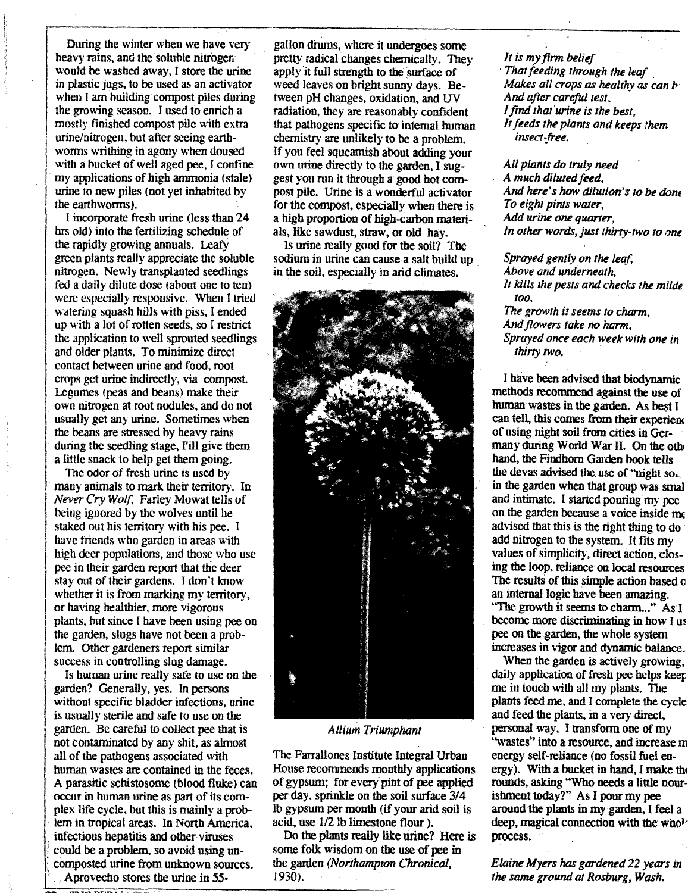During the winter when we have very heavy rains, and the soluble nitrogen would be washed away, I store the urine in plastic jugs, to be used as an activator when I am building compost piles during the growing season. I used to enrich a mostly finished compost pile with extra urine/nitrogen, but after seeing earthworms writhing in agony when doused with a bucket of well aged pee, I confine my applications of high ammonia (stale) urine to new piles (not yet inhabited by the earthworms).

I incorporate fresh urine (less than 24 hrs old) into the fertilizing schedule of the rapidly growing annuals. Leafy green plants really appreciate the soluble nitrogen. Newly transplanted seedlings fed a daily dilute dose (about one to ten) were especially responsive. When I tried watering squash hills with piss, I ended up with a lot of rotten seeds, so I restrict the application to well sprouted seedlings and older plants. To minimize direct contact between urine and food, root crops get urine indirectly, via compost. Legumes (peas and beans) make their own nitrogen at root nodules, and do not usually get any urine. Sometimes when the beans are stressed by heavy rains during the seedling stage, I'll give them a little snack to help get them going.

The odor of fresh urine is used by many animals to mark their territory. In *Never Cry Wolf*, Farley Mowat tells of being ignored by the wolves until he staked out his territory with his pee. I have friends who garden in areas with high deer populations, and those who use pee in their garden report that the deer stay out of their gardens. I don't know whether it is from marking my territory, or having healthier, more vigorous plants, but since I have been using pee on the garden, slugs have not been a problem. Other gardeners report similar success in controlling slug damage.

Is human urine really safe to use on the garden? Generally, yes. In persons without specific bladder infections, urine is usually sterile and safe to use on the garden. Be careful to collect pee that is not contaminated by any shit, as almost all of the pathogens associated with human wastes are contained in the feces. A parasitic schistosome (blood fluke) can occur in human urine as part of its complex life cycle, but this is mainly a problem in tropical areas. In North America, infectious hepatitis and other viruses could be a problem, so avoid using uncomposted urine from unknown sources. Aprovecho stores the urine in 55-gallon drums, where it undergoes some pretty radical changes chemically. They apply it full strength to the surface of weed leaves on bright sunny days. Between pH changes, oxidation, and UV radiation, they are reasonably confident that pathogens specific to internal human chemistry are unlikely to be a problem. If you feel squeamish about adding your own urine directly to the garden, I suggest you run it through a good hot compost pile. Urine is a wonderful activator for the compost, especially when there is a high proportion of high-carbon materials, like sawdust, straw, or old hay.

Is urine really good for the soil? The sodium in urine can cause a salt build up in the soil, especially in arid climates.

*Allium Triumphant*

The Farrallones Institute Integral Urban House recommends monthly applications of gypsum; for every pint of pee applied per day, sprinkle on the soil surface 3/4 lb gypsum per month (if your arid soil is acid, use 1/2 lb limestone flour).

Do the plants really like urine? Here is some folk wisdom on the use of pee in the garden (*Northampton Chronical*, 1930).

*It is my firm belief*
*That feeding through the leaf*
*Makes all crops as healthy as can b*
*And after careful test,*
*I find that urine is the best,*
*It feeds the plants and keeps them insect-free.*

*All plants do truly need*
*A much diluted feed,*
*And here's how dilution's to be done*
*To eight pints water,*
*Add urine one quarter,*
*In other words, just thirty-two to one*

*Sprayed gently on the leaf,*
*Above and underneath,*
*It kills the pests and checks the milde too.*
*The growth it seems to charm,*
*And flowers take no harm,*
*Sprayed once each week with one in thirty two.*

I have been advised that biodynamic methods recommend against the use of human wastes in the garden. As best I can tell, this comes from their experienc of using night soil from cities in Germany during World War II. On the oth hand, the Findhorn Garden book tells the devas advised the use of "night so in the garden when that group was smal and intimate. I started pouring my pee on the garden because a voice inside me advised that this is the right thing to do add nitrogen to the system. It fits my values of simplicity, direct action, closing the loop, reliance on local resources The results of this simple action based o an internal logic have been amazing. "The growth it seems to charm..." As I become more discriminating in how I us pee on the garden, the whole system increases in vigor and dynamic balance.

When the garden is actively growing, daily application of fresh pee helps keep me in touch with all my plants. The plants feed me, and I complete the cycle and feed the plants, in a very direct, personal way. I transform one of my "wastes" into a resource, and increase m energy self-reliance (no fossil fuel energy). With a bucket in hand, I make th rounds, asking "Who needs a little nourishment today?" As I pour my pee around the plants in my garden, I feel a deep, magical connection with the whol process.

*Elaine Myers has gardened 22 years in the same ground at Rosburg, Wash.*